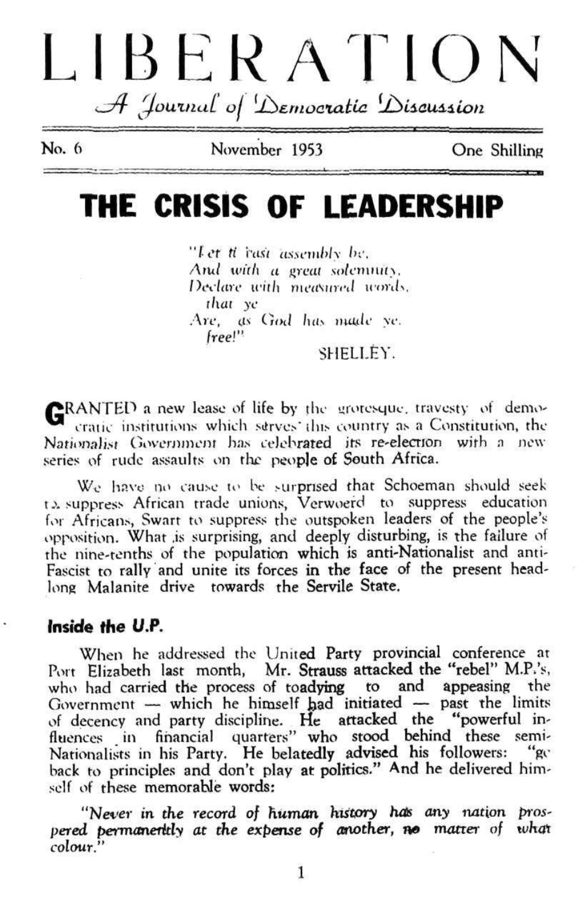# LIBERATION

*A Journal of Democratic Discussion*

No. 6 November 1953 One Shilling

## THE CRISIS OF LEADERSHIP

> *"Let a vast assembly be,*
> *And with a great solemnity,*
> *Declare with measured words, that ye*
> *Are, as God has made ye, free!"*
>
> SHELLEY.

GRANTED a new lease of life by the grotesque travesty of democratic institutions which serves this country as a Constitution, the Nationalist Government has celebrated its re-election with a new series of rude assaults on the people of South Africa.

We have no cause to be surprised that Schoeman should seek to suppress African trade unions, Verwoerd to suppress education for Africans, Swart to suppress the outspoken leaders of the people's opposition. What is surprising, and deeply disturbing, is the failure of the nine-tenths of the population which is anti-Nationalist and anti-Fascist to rally and unite its forces in the face of the present headlong Malanite drive towards the Servile State.

### Inside the U.P.

When he addressed the United Party provincial conference at Port Elizabeth last month, Mr. Strauss attacked the "rebel" M.P.'s, who had carried the process of toadying to and appeasing the Government — which he himself had initiated — past the limits of decency and party discipline. He attacked the "powerful influences in financial quarters" who stood behind these semi-Nationalists in his Party. He belatedly advised his followers: "go back to principles and don't play at politics." And he delivered himself of these memorable words:

*"Never in the record of human history has any nation prospered permanently at the expense of another, no matter of what colour."*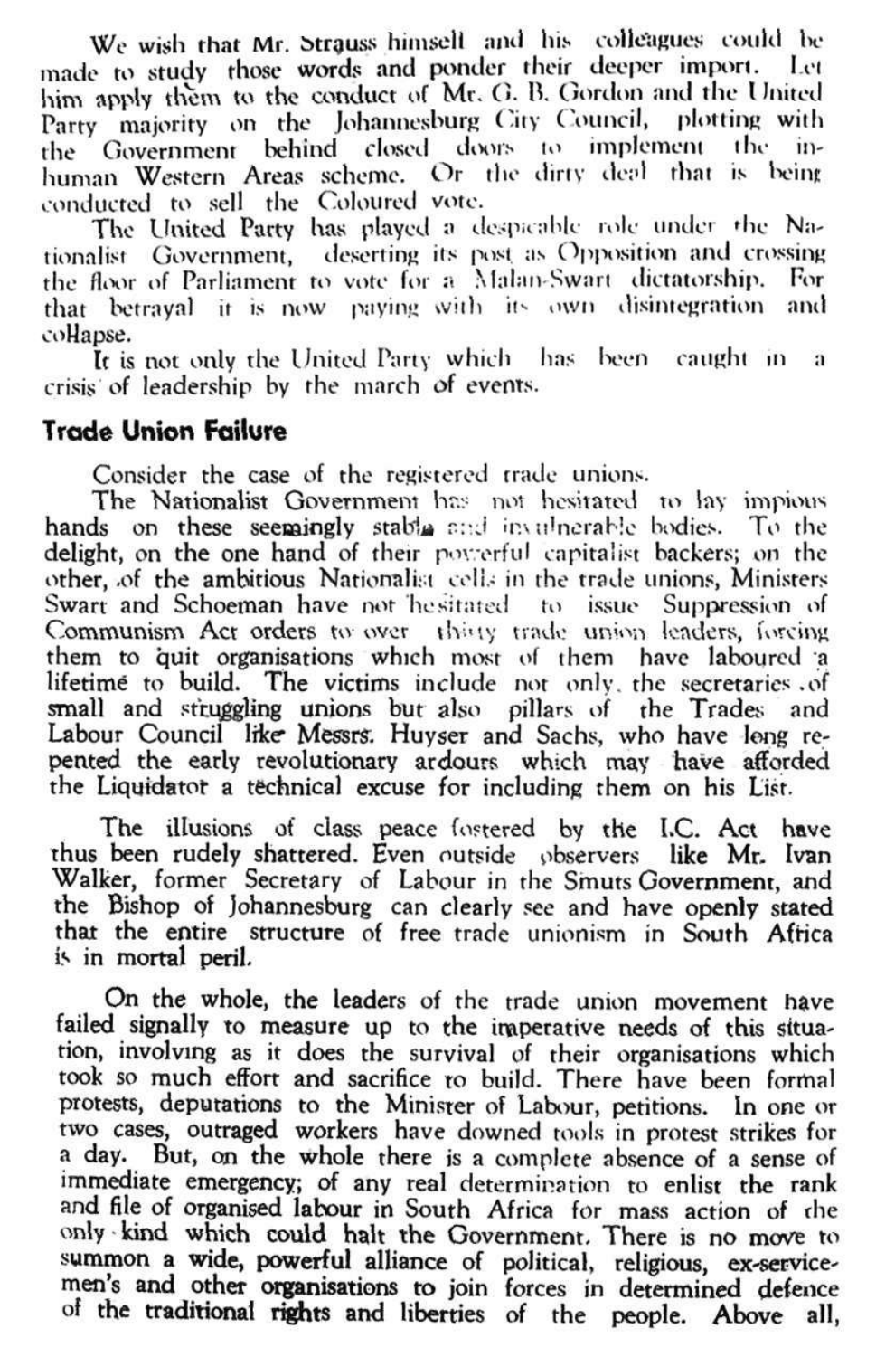We wish that Mr. Strauss himself and his colleagues could be made to study those words and ponder their deeper import. Let him apply them to the conduct of Mr. G. B. Gordon and the United Party majority on the Johannesburg City Council, plotting with the Government behind closed doors to implement the inhuman Western Areas scheme. Or the dirty deal that is being conducted to sell the Coloured vote.

The United Party has played a despicable role under the Nationalist Government, deserting its post as Opposition and crossing the floor of Parliament to vote for a Malan-Swart dictatorship. For that betrayal it is now paying with its own disintegration and collapse.

It is not only the United Party which has been caught in a crisis of leadership by the march of events.

## Trade Union Failure

Consider the case of the registered trade unions.

The Nationalist Government has not hesitated to lay impious hands on these seemingly stable and invulnerable bodies. To the delight, on the one hand of their powerful capitalist backers; on the other, of the ambitious Nationalist cells in the trade unions, Ministers Swart and Schoeman have not hesitated to issue Suppression of Communism Act orders to over thirty trade union leaders, forcing them to quit organisations which most of them have laboured a lifetime to build. The victims include not only the secretaries of small and struggling unions but also pillars of the Trades and Labour Council like Messrs. Huyser and Sachs, who have long repented the early revolutionary ardours which may have afforded the Liquidator a technical excuse for including them on his List.

The illusions of class peace fostered by the I.C. Act have thus been rudely shattered. Even outside observers like Mr. Ivan Walker, former Secretary of Labour in the Smuts Government, and the Bishop of Johannesburg can clearly see and have openly stated that the entire structure of free trade unionism in South Africa is in mortal peril.

On the whole, the leaders of the trade union movement have failed signally to measure up to the imperative needs of this situation, involving as it does the survival of their organisations which took so much effort and sacrifice to build. There have been formal protests, deputations to the Minister of Labour, petitions. In one or two cases, outraged workers have downed tools in protest strikes for a day. But, on the whole there is a complete absence of a sense of immediate emergency; of any real determination to enlist the rank and file of organised labour in South Africa for mass action of the only kind which could halt the Government. There is no move to summon a wide, powerful alliance of political, religious, ex-servicemen's and other organisations to join forces in determined defence of the traditional rights and liberties of the people. Above all,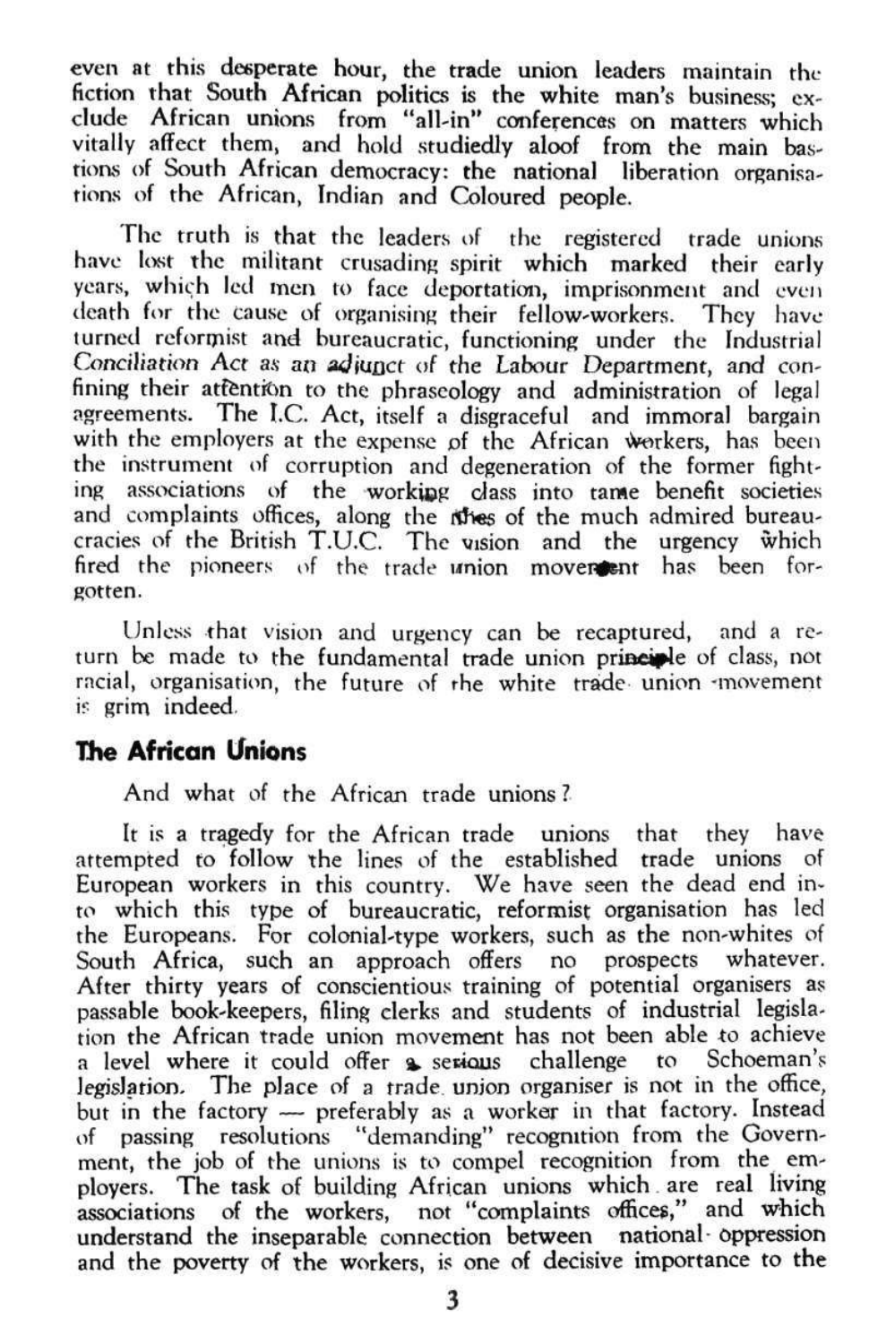even at this desperate hour, the trade union leaders maintain the fiction that South African politics is the white man's business; exclude African unions from "all-in" conferences on matters which vitally affect them, and hold studiedly aloof from the main bastions of South African democracy: the national liberation organisations of the African, Indian and Coloured people.

The truth is that the leaders of the registered trade unions have lost the militant crusading spirit which marked their early years, which led men to face deportation, imprisonment and even death for the cause of organising their fellow-workers. They have turned reformist and bureaucratic, functioning under the Industrial Conciliation Act as an adjunct of the Labour Department, and confining their attention to the phraseology and administration of legal agreements. The I.C. Act, itself a disgraceful and immoral bargain with the employers at the expense of the African workers, has been the instrument of corruption and degeneration of the former fighting associations of the working class into tame benefit societies and complaints offices, along the lines of the much admired bureaucracies of the British T.U.C. The vision and the urgency which fired the pioneers of the trade union movement has been forgotten.

Unless that vision and urgency can be recaptured, and a return be made to the fundamental trade union principle of class, not racial, organisation, the future of the white trade union movement is grim indeed.

## The African Unions

And what of the African trade unions?

It is a tragedy for the African trade unions that they have attempted to follow the lines of the established trade unions of European workers in this country. We have seen the dead end into which this type of bureaucratic, reformist organisation has led the Europeans. For colonial-type workers, such as the non-whites of South Africa, such an approach offers no prospects whatever. After thirty years of conscientious training of potential organisers as passable book-keepers, filing clerks and students of industrial legislation the African trade union movement has not been able to achieve a level where it could offer a serious challenge to Schoeman's legislation. The place of a trade union organiser is not in the office, but in the factory — preferably as a worker in that factory. Instead of passing resolutions "demanding" recognition from the Government, the job of the unions is to compel recognition from the employers. The task of building African unions which are real living associations of the workers, not "complaints offices," and which understand the inseparable connection between national oppression and the poverty of the workers, is one of decisive importance to the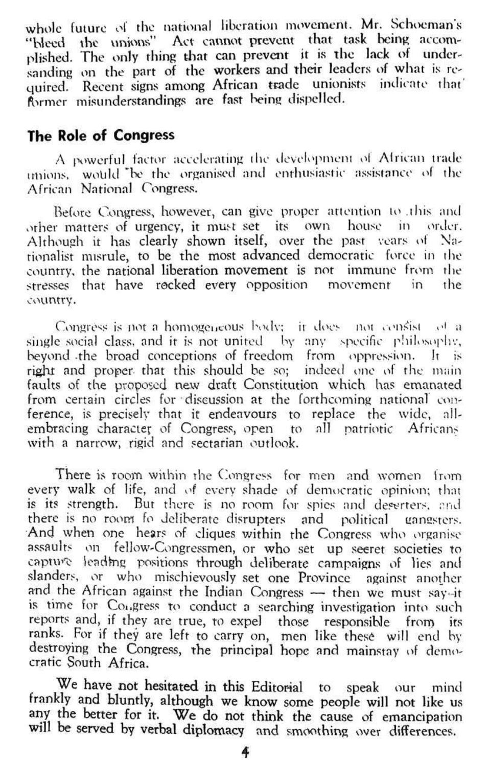whole future of the national liberation movement. Mr. Schoeman's "bleed the unions" Act cannot prevent that task being accomplished. The only thing that can prevent it is the lack of undersanding on the part of the workers and their leaders of what is required. Recent signs among African trade unionists indicate that former misunderstandings are fast being dispelled.

## The Role of Congress

A powerful factor accelerating the development of African trade unions, would be the organised and enthusiastic assistance of the African National Congress.

Before Congress, however, can give proper attention to this and other matters of urgency, it must set its own house in order. Although it has clearly shown itself, over the past years of Nationalist misrule, to be the most advanced democratic force in the country, the national liberation movement is not immune from the stresses that have rocked every opposition movement in the country.

Congress is not a homogeneous body; it does not consist of a single social class, and it is not united by any specific philosophy, beyond the broad conceptions of freedom from oppression. It is right and proper that this should be so; indeed one of the main faults of the proposed new draft Constitution which has emanated from certain circles for discussion at the forthcoming national conference, is precisely that it endeavours to replace the wide, all-embracing character of Congress, open to all patriotic Africans with a narrow, rigid and sectarian outlook.

There is room within the Congress for men and women from every walk of life, and of every shade of democratic opinion; that is its strength. But there is no room for spies and deserters, and there is no room fo deliberate disrupters and political gangsters. And when one hears of cliques within the Congress who organise assaults on fellow-Congressmen, or who set up secret societies to capture leading positions through deliberate campaigns of lies and slanders, or who mischievously set one Province against another and the African against the Indian Congress — then we must say it is time for Congress to conduct a searching investigation into such reports and, if they are true, to expel those responsible from its ranks. For if they are left to carry on, men like these will end by destroying the Congress, the principal hope and mainstay of democratic South Africa.

We have not hesitated in this Editorial to speak our mind frankly and bluntly, although we know some people will not like us any the better for it. We do not think the cause of emancipation will be served by verbal diplomacy and smoothing over differences.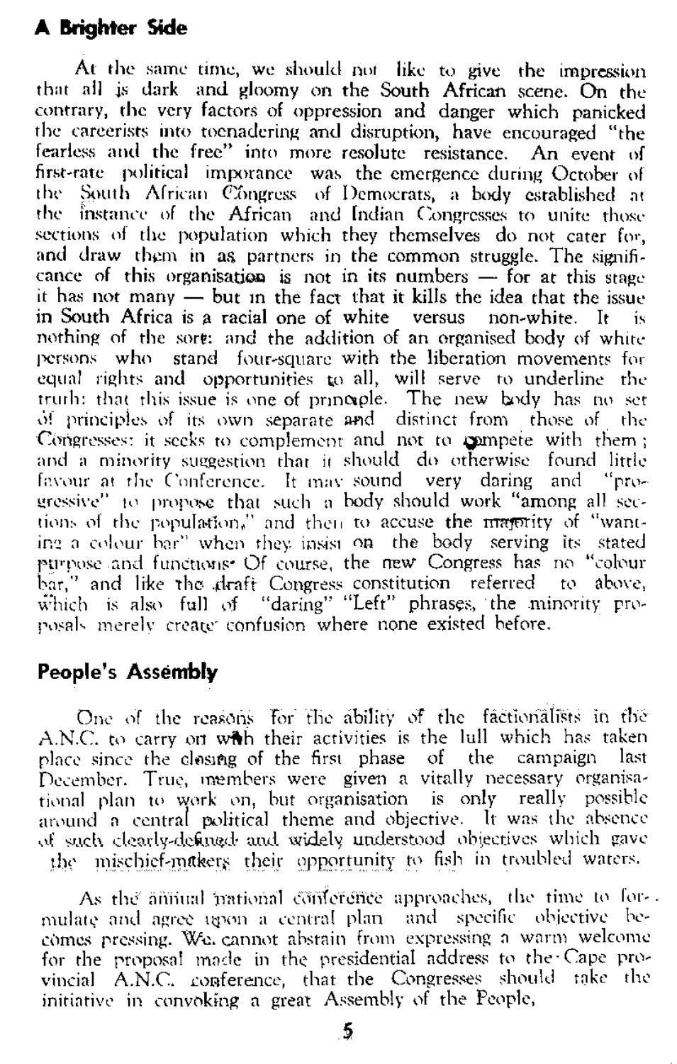## A Brighter Side

At the same time, we should not like to give the impression that all is dark and gloomy on the South African scene. On the contrary, the very factors of oppression and danger which panicked the careerists into toenadering and disruption, have encouraged "the fearless and the free" into more resolute resistance. An event of first-rate political imporance was the emergence during October of the South African Congress of Democrats, a body established at the instance of the African and Indian Congresses to unite those sections of the population which they themselves do not cater for, and draw them in as partners in the common struggle. The significance of this organisation is not in its numbers — for at this stage it has not many — but in the fact that it kills the idea that the issue in South Africa is a racial one of white versus non-white. It is nothing of the sort: and the addition of an organised body of white persons who stand four-square with the liberation movements for equal rights and opportunities to all, will serve to underline the truth: that this issue is one of principle. The new body has no set of principles of its own separate and distinct from those of the Congresses: it seeks to complement and not to compete with them; and a minority suggestion that it should do otherwise found little favour at the Conference. It may sound very daring and "progressive" to propose that such a body should work "among all sections of the population," and then to accuse the majority of "wanting a colour bar" when they insist on the body serving its stated purpose and functions. Of course, the new Congress has no "colour bar," and like the draft Congress constitution referred to above, which is also full of "daring" "Left" phrases, the minority proposals merely create confusion where none existed before.

## People's Assembly

One of the reasons for the ability of the factionalists in the A.N.C. to carry on with their activities is the lull which has taken place since the closing of the first phase of the campaign last December. True, members were given a vitally necessary organisational plan to work on, but organisation is only really possible around a central political theme and objective. It was the absence of such clearly-defined and widely understood objectives which gave the mischief-makers their opportunity to fish in troubled waters.

As the annual national conference approaches, the time to formulate and agree upon a central plan and specific objective becomes pressing. We cannot abstain from expressing a warm welcome for the proposal made in the presidential address to the Cape provincial A.N.C. conference, that the Congresses should take the initiative in convoking a great Assembly of the People,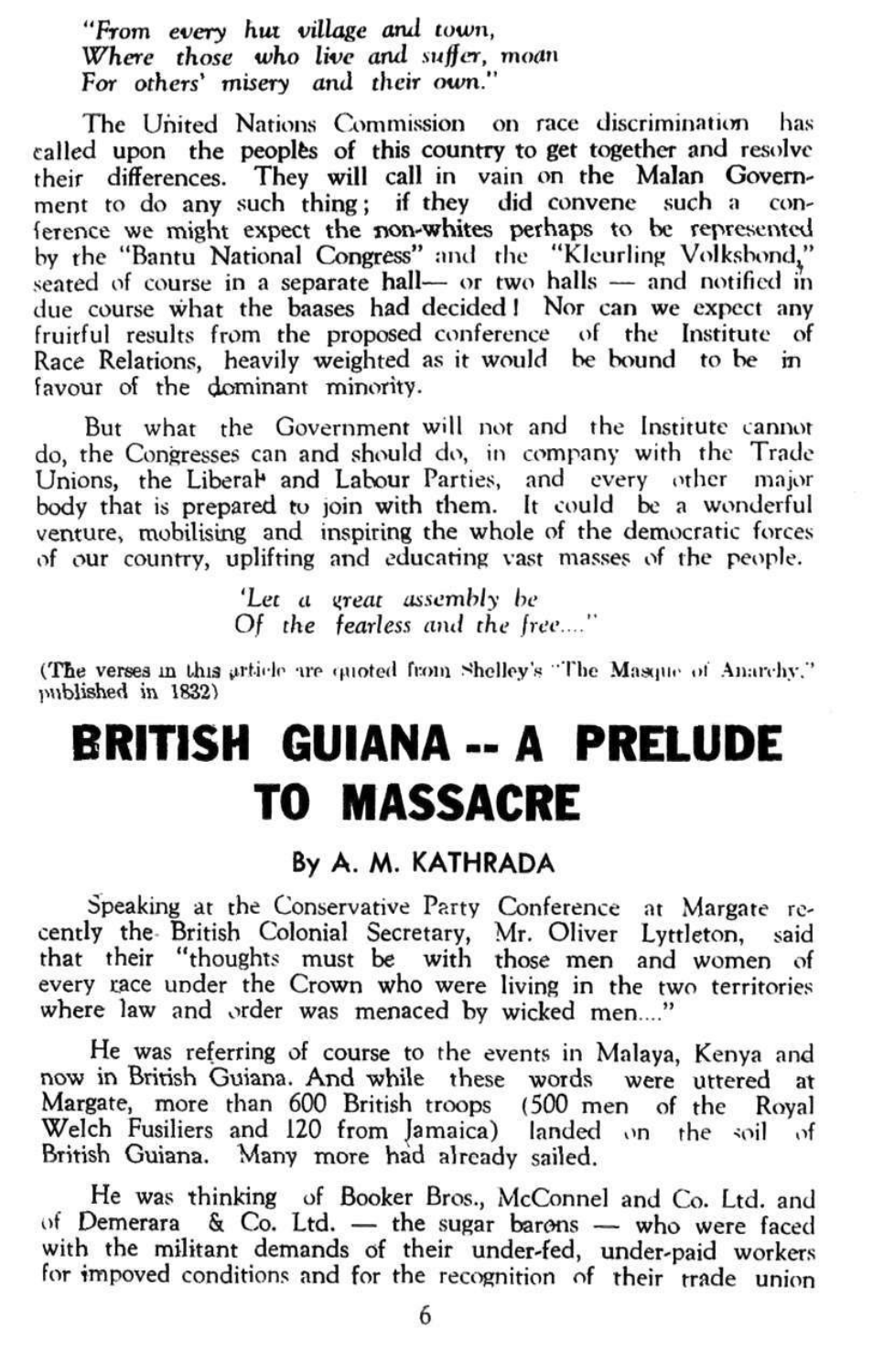*"From every hut village and town,*
*Where those who live and suffer, moan*
*For others' misery and their own."*

The United Nations Commission on race discrimination has called upon the peoples of this country to get together and resolve their differences. They will call in vain on the Malan Government to do any such thing; if they did convene such a conference we might expect the non-whites perhaps to be represented by the "Bantu National Congress" and the "Kleurling Volksbond," seated of course in a separate hall— or two halls — and notified in due course what the baases had decided! Nor can we expect any fruitful results from the proposed conference of the Institute of Race Relations, heavily weighted as it would be bound to be in favour of the dominant minority.

But what the Government will not and the Institute cannot do, the Congresses can and should do, in company with the Trade Unions, the Liberal and Labour Parties, and every other major body that is prepared to join with them. It could be a wonderful venture, mobilising and inspiring the whole of the democratic forces of our country, uplifting and educating vast masses of the people.

*'Let a great assembly be*
*Of the fearless and the free...."*

(The verses in this article are quoted from Shelley's "The Masque of Anarchy," published in 1832)

# BRITISH GUIANA -- A PRELUDE TO MASSACRE

**By A. M. KATHRADA**

Speaking at the Conservative Party Conference at Margate recently the British Colonial Secretary, Mr. Oliver Lyttleton, said that their "thoughts must be with those men and women of every race under the Crown who were living in the two territories where law and order was menaced by wicked men...."

He was referring of course to the events in Malaya, Kenya and now in British Guiana. And while these words were uttered at Margate, more than 600 British troops (500 men of the Royal Welch Fusiliers and 120 from Jamaica) landed on the soil of British Guiana. Many more had already sailed.

He was thinking of Booker Bros., McConnel and Co. Ltd. and of Demerara & Co. Ltd. — the sugar barons — who were faced with the militant demands of their under-fed, under-paid workers for impoved conditions and for the recognition of their trade union